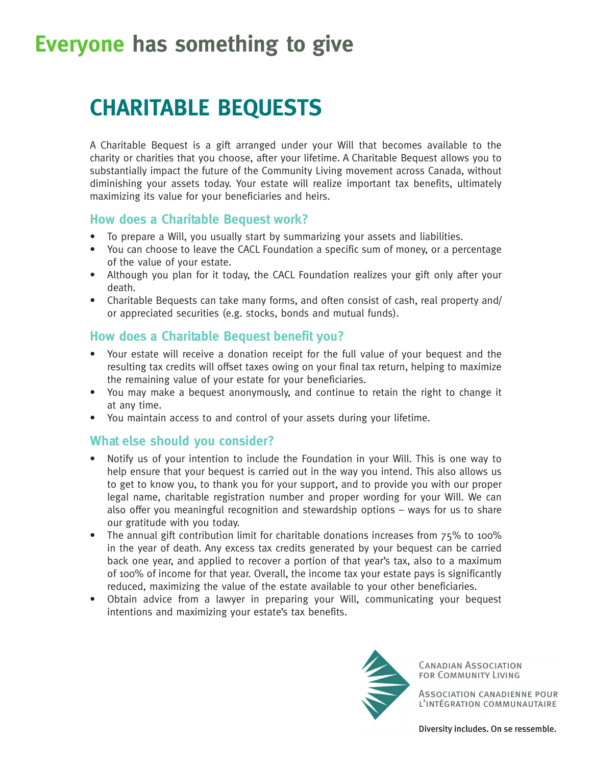# Everyone has something to give

## CHARITABLE BEQUESTS

A Charitable Bequest is a gift arranged under your Will that becomes available to the charity or charities that you choose, after your lifetime. A Charitable Bequest allows you to substantially impact the future of the Community Living movement across Canada, without diminishing your assets today. Your estate will realize important tax benefits, ultimately maximizing its value for your beneficiaries and heirs.

### How does a Charitable Bequest work?

- To prepare a Will, you usually start by summarizing your assets and liabilities.
- You can choose to leave the CACL Foundation a specific sum of money, or a percentage of the value of your estate.
- Although you plan for it today, the CACL Foundation realizes your gift only after your death.
- Charitable Bequests can take many forms, and often consist of cash, real property and/ or appreciated securities (e.g. stocks, bonds and mutual funds).

### How does a Charitable Bequest benefit you?

- Your estate will receive a donation receipt for the full value of your bequest and the resulting tax credits will offset taxes owing on your final tax return, helping to maximize the remaining value of your estate for your beneficiaries.
- You may make a bequest anonymously, and continue to retain the right to change it at any time.
- You maintain access to and control of your assets during your lifetime.

### What else should you consider?

- Notify us of your intention to include the Foundation in your Will. This is one way to help ensure that your bequest is carried out in the way you intend. This also allows us to get to know you, to thank you for your support, and to provide you with our proper legal name, charitable registration number and proper wording for your Will. We can also offer you meaningful recognition and stewardship options – ways for us to share our gratitude with you today.
- The annual gift contribution limit for charitable donations increases from 75% to 100% in the year of death. Any excess tax credits generated by your bequest can be carried back one year, and applied to recover a portion of that year's tax, also to a maximum of 100% of income for that year. Overall, the income tax your estate pays is significantly reduced, maximizing the value of the estate available to your other beneficiaries.
- Obtain advice from a lawyer in preparing your Will, communicating your bequest intentions and maximizing your estate's tax benefits.

Canadian Association for Community Living

Association canadienne pour l'intégration communautaire

Diversity includes. On se ressemble.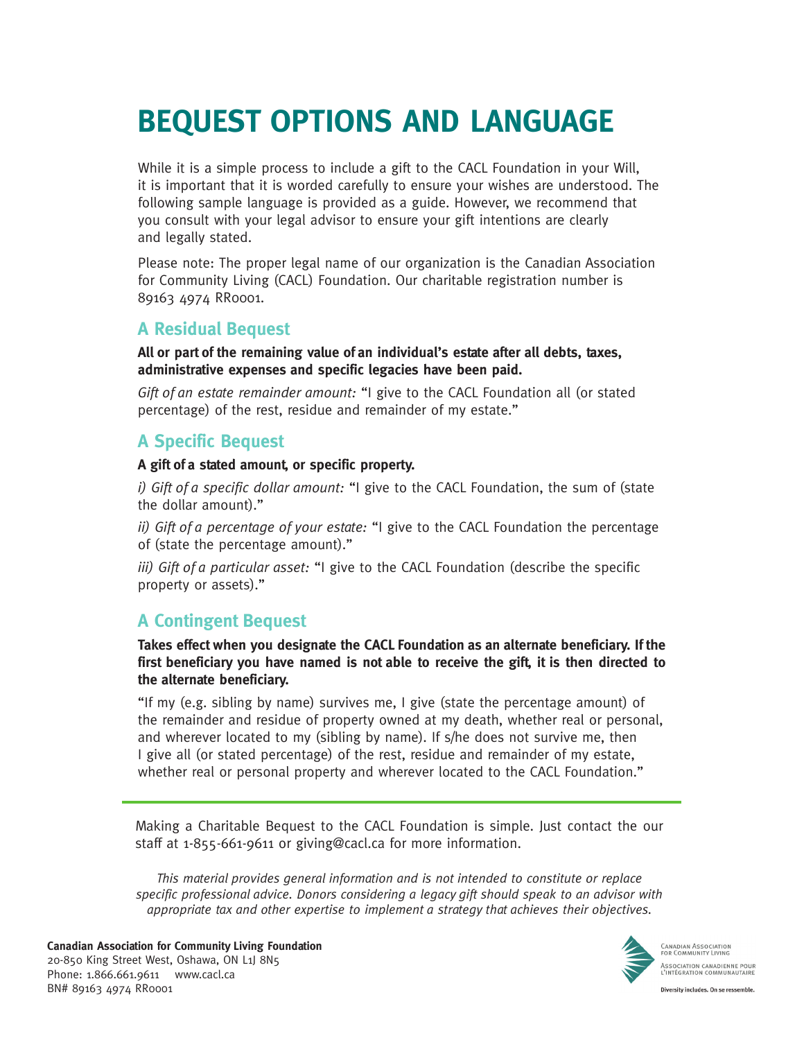# BEQUEST OPTIONS AND LANGUAGE

While it is a simple process to include a gift to the CACL Foundation in your Will, it is important that it is worded carefully to ensure your wishes are understood. The following sample language is provided as a guide. However, we recommend that you consult with your legal advisor to ensure your gift intentions are clearly and legally stated.

Please note: The proper legal name of our organization is the Canadian Association for Community Living (CACL) Foundation. Our charitable registration number is 89163 4974 RR0001.

## A Residual Bequest

**All or part of the remaining value of an individual's estate after all debts, taxes, administrative expenses and specific legacies have been paid.**

*Gift of an estate remainder amount:* "I give to the CACL Foundation all (or stated percentage) of the rest, residue and remainder of my estate."

## A Specific Bequest

**A gift of a stated amount, or specific property.**

*i) Gift of a specific dollar amount:* "I give to the CACL Foundation, the sum of (state the dollar amount)."

*ii) Gift of a percentage of your estate:* "I give to the CACL Foundation the percentage of (state the percentage amount)."

*iii) Gift of a particular asset:* "I give to the CACL Foundation (describe the specific property or assets)."

## A Contingent Bequest

**Takes effect when you designate the CACL Foundation as an alternate beneficiary. If the first beneficiary you have named is not able to receive the gift, it is then directed to the alternate beneficiary.**

"If my (e.g. sibling by name) survives me, I give (state the percentage amount) of the remainder and residue of property owned at my death, whether real or personal, and wherever located to my (sibling by name). If s/he does not survive me, then I give all (or stated percentage) of the rest, residue and remainder of my estate, whether real or personal property and wherever located to the CACL Foundation."

---

Making a Charitable Bequest to the CACL Foundation is simple. Just contact the our staff at 1-855-661-9611 or giving@cacl.ca for more information.

*This material provides general information and is not intended to constitute or replace specific professional advice. Donors considering a legacy gift should speak to an advisor with appropriate tax and other expertise to implement a strategy that achieves their objectives.*

**Canadian Association for Community Living Foundation**
20-850 King Street West, Oshawa, ON L1J 8N5
Phone: 1.866.661.9611 www.cacl.ca
BN# 89163 4974 RR0001

Canadian Association for Community Living
Association canadienne pour l'intégration communautaire
Diversity includes. On se ressemble.